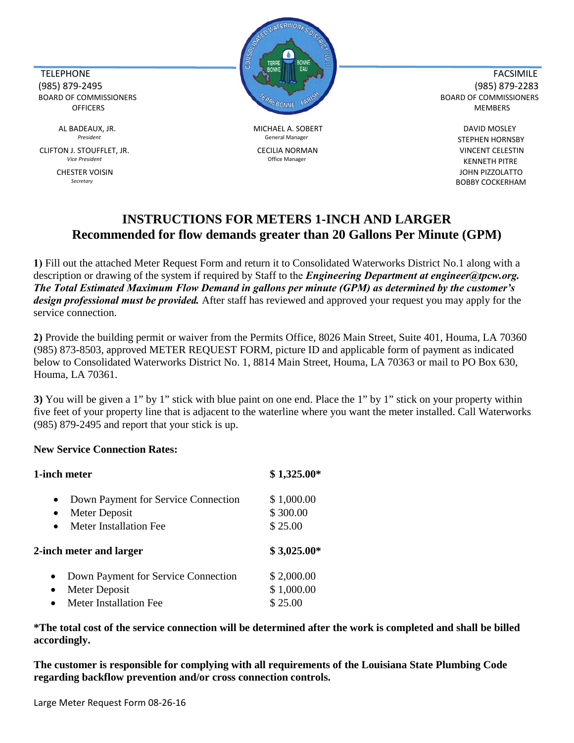TELEPHONE
(985) 879-2495

FACSIMILE
(985) 879-2283

BOARD OF COMMISSIONERS
OFFICERS

AL BADEAUX, JR.
*President*

CLIFTON J. STOUFFLET, JR.
*Vice President*

CHESTER VOISIN
*Secretary*

MICHAEL A. SOBERT
General Manager

CECILIA NORMAN
Office Manager

BOARD OF COMMISSIONERS
MEMBERS

DAVID MOSLEY
STEPHEN HORNSBY
VINCENT CELESTIN
KENNETH PITRE
JOHN PIZZOLATTO
BOBBY COCKERHAM

# INSTRUCTIONS FOR METERS 1-INCH AND LARGER
## Recommended for flow demands greater than 20 Gallons Per Minute (GPM)

**1)** Fill out the attached Meter Request Form and return it to Consolidated Waterworks District No.1 along with a description or drawing of the system if required by Staff to the ***Engineering Department at engineer@tpcw.org. The Total Estimated Maximum Flow Demand in gallons per minute (GPM) as determined by the customer's design professional must be provided.*** After staff has reviewed and approved your request you may apply for the service connection.

**2)** Provide the building permit or waiver from the Permits Office, 8026 Main Street, Suite 401, Houma, LA 70360 (985) 873-8503, approved METER REQUEST FORM, picture ID and applicable form of payment as indicated below to Consolidated Waterworks District No. 1, 8814 Main Street, Houma, LA 70363 or mail to PO Box 630, Houma, LA 70361.

**3)** You will be given a 1" by 1" stick with blue paint on one end. Place the 1" by 1" stick on your property within five feet of your property line that is adjacent to the waterline where you want the meter installed. Call Waterworks (985) 879-2495 and report that your stick is up.

**New Service Connection Rates:**

| | |
|---|---|
| **1-inch meter** | **$ 1,325.00*** |
| • Down Payment for Service Connection | $ 1,000.00 |
| • Meter Deposit | $ 300.00 |
| • Meter Installation Fee | $ 25.00 |
| **2-inch meter and larger** | **$ 3,025.00*** |
| • Down Payment for Service Connection | $ 2,000.00 |
| • Meter Deposit | $ 1,000.00 |
| • Meter Installation Fee | $ 25.00 |

**\*The total cost of the service connection will be determined after the work is completed and shall be billed accordingly.**

**The customer is responsible for complying with all requirements of the Louisiana State Plumbing Code regarding backflow prevention and/or cross connection controls.**

Large Meter Request Form 08-26-16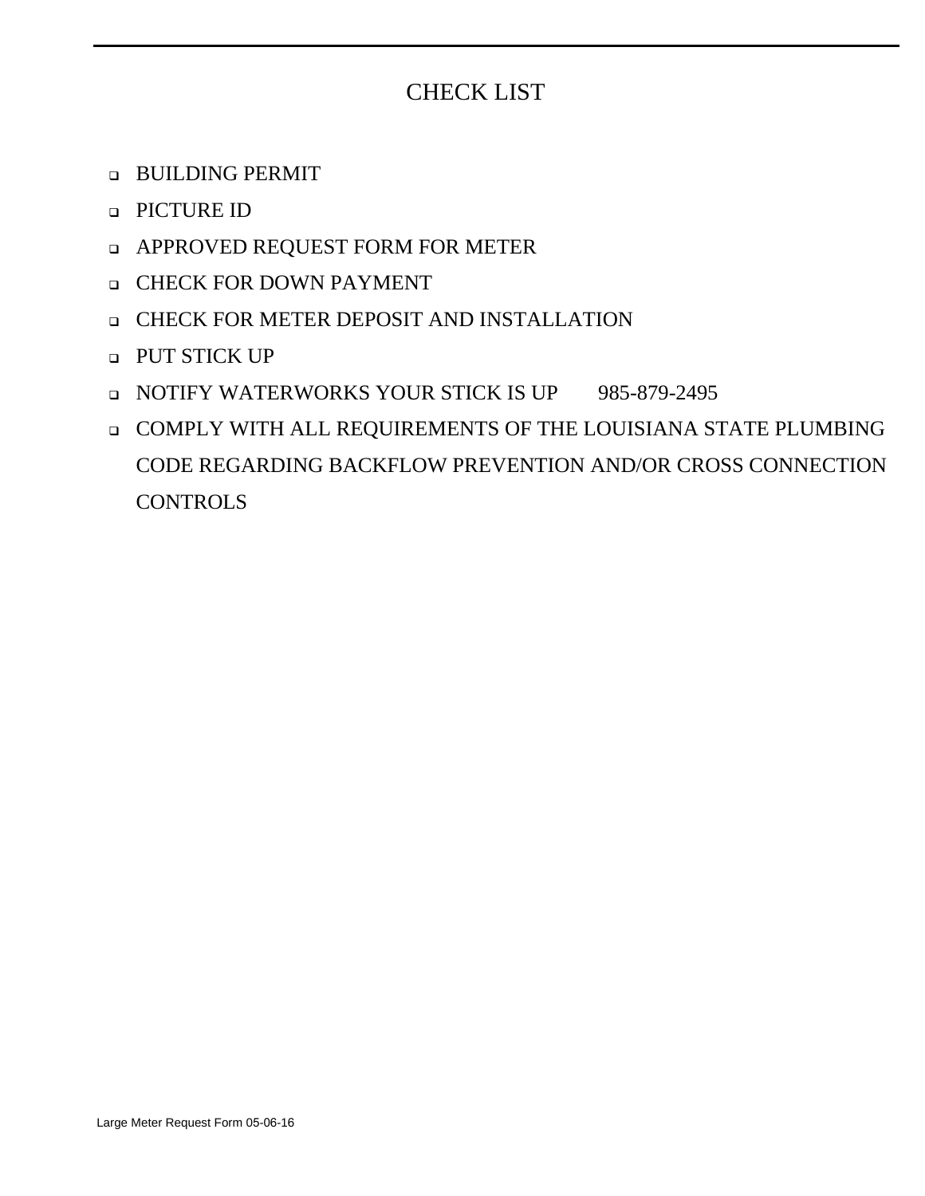# CHECK LIST

- BUILDING PERMIT
- PICTURE ID
- APPROVED REQUEST FORM FOR METER
- CHECK FOR DOWN PAYMENT
- CHECK FOR METER DEPOSIT AND INSTALLATION
- PUT STICK UP
- NOTIFY WATERWORKS YOUR STICK IS UP 985-879-2495
- COMPLY WITH ALL REQUIREMENTS OF THE LOUISIANA STATE PLUMBING CODE REGARDING BACKFLOW PREVENTION AND/OR CROSS CONNECTION CONTROLS

Large Meter Request Form 05-06-16